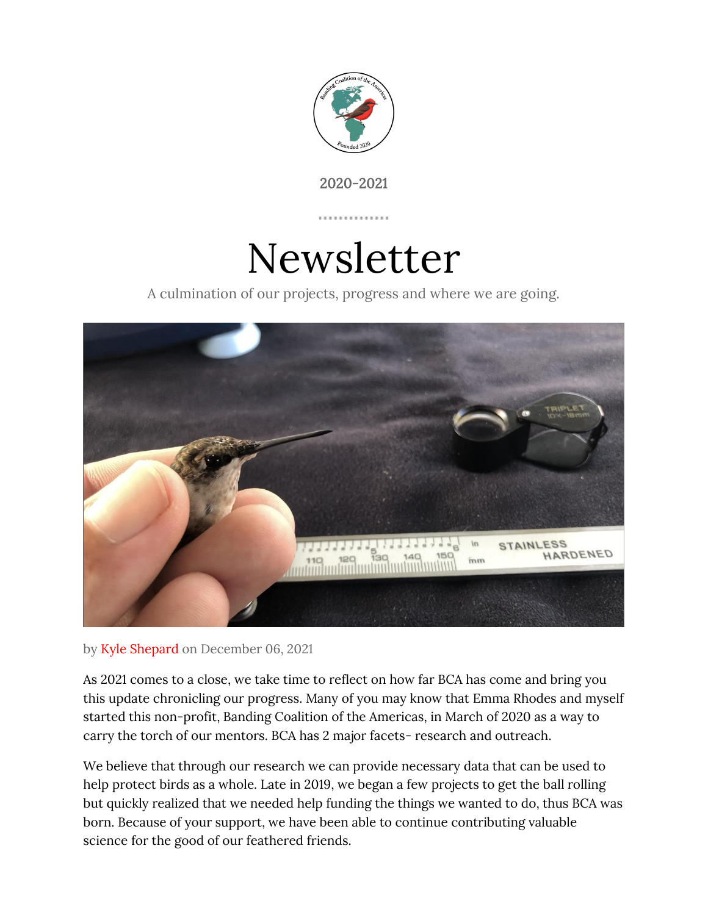2020-2021

# Newsletter

A culmination of our projects, progress and where we are going.

by Kyle Shepard on December 06, 2021

As 2021 comes to a close, we take time to reflect on how far BCA has come and bring you this update chronicling our progress. Many of you may know that Emma Rhodes and myself started this non-profit, Banding Coalition of the Americas, in March of 2020 as a way to carry the torch of our mentors. BCA has 2 major facets- research and outreach.

We believe that through our research we can provide necessary data that can be used to help protect birds as a whole. Late in 2019, we began a few projects to get the ball rolling but quickly realized that we needed help funding the things we wanted to do, thus BCA was born. Because of your support, we have been able to continue contributing valuable science for the good of our feathered friends.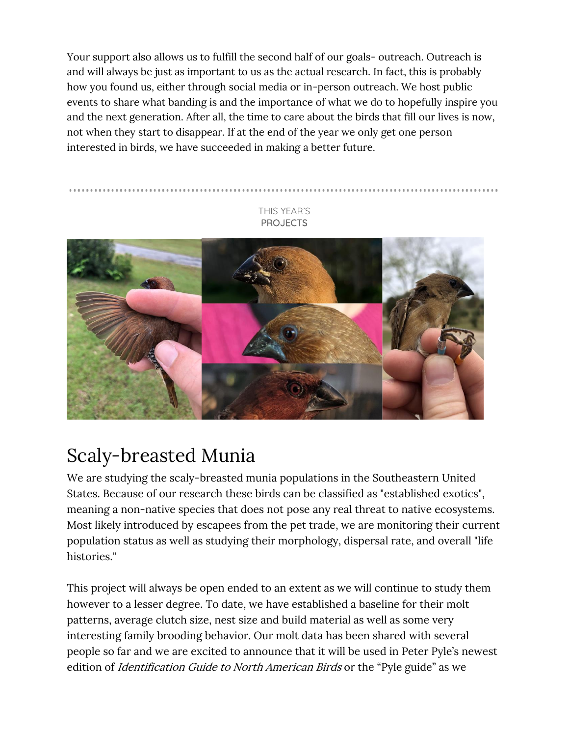Your support also allows us to fulfill the second half of our goals- outreach. Outreach is and will always be just as important to us as the actual research. In fact, this is probably how you found us, either through social media or in-person outreach. We host public events to share what banding is and the importance of what we do to hopefully inspire you and the next generation. After all, the time to care about the birds that fill our lives is now, not when they start to disappear. If at the end of the year we only get one person interested in birds, we have succeeded in making a better future.

THIS YEAR'S
**PROJECTS**

# Scaly-breasted Munia

We are studying the scaly-breasted munia populations in the Southeastern United States. Because of our research these birds can be classified as "established exotics", meaning a non-native species that does not pose any real threat to native ecosystems. Most likely introduced by escapees from the pet trade, we are monitoring their current population status as well as studying their morphology, dispersal rate, and overall "life histories."

This project will always be open ended to an extent as we will continue to study them however to a lesser degree. To date, we have established a baseline for their molt patterns, average clutch size, nest size and build material as well as some very interesting family brooding behavior. Our molt data has been shared with several people so far and we are excited to announce that it will be used in Peter Pyle's newest edition of *Identification Guide to North American Birds* or the "Pyle guide" as we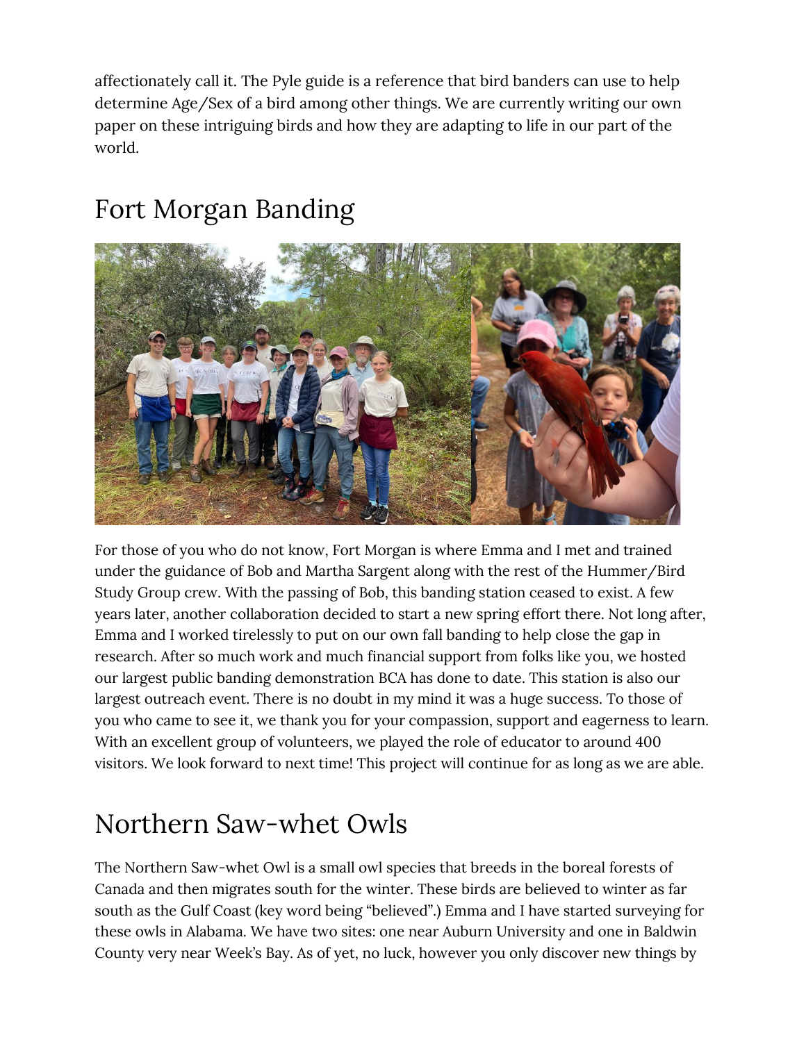affectionately call it. The Pyle guide is a reference that bird banders can use to help determine Age/Sex of a bird among other things. We are currently writing our own paper on these intriguing birds and how they are adapting to life in our part of the world.

## Fort Morgan Banding

For those of you who do not know, Fort Morgan is where Emma and I met and trained under the guidance of Bob and Martha Sargent along with the rest of the Hummer/Bird Study Group crew. With the passing of Bob, this banding station ceased to exist. A few years later, another collaboration decided to start a new spring effort there. Not long after, Emma and I worked tirelessly to put on our own fall banding to help close the gap in research. After so much work and much financial support from folks like you, we hosted our largest public banding demonstration BCA has done to date. This station is also our largest outreach event. There is no doubt in my mind it was a huge success. To those of you who came to see it, we thank you for your compassion, support and eagerness to learn. With an excellent group of volunteers, we played the role of educator to around 400 visitors. We look forward to next time! This project will continue for as long as we are able.

## Northern Saw-whet Owls

The Northern Saw-whet Owl is a small owl species that breeds in the boreal forests of Canada and then migrates south for the winter. These birds are believed to winter as far south as the Gulf Coast (key word being "believed".) Emma and I have started surveying for these owls in Alabama. We have two sites: one near Auburn University and one in Baldwin County very near Week's Bay. As of yet, no luck, however you only discover new things by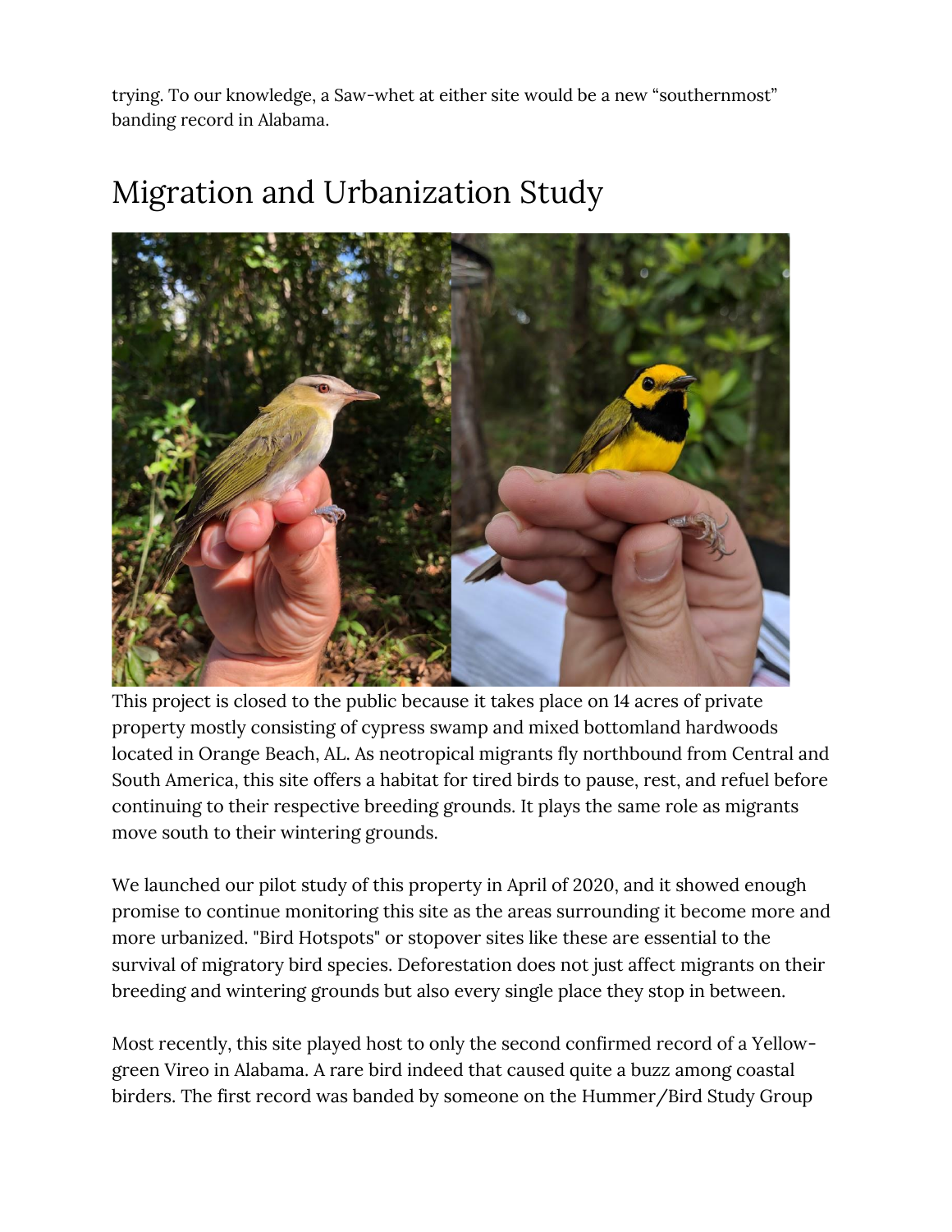trying. To our knowledge, a Saw-whet at either site would be a new “southernmost” banding record in Alabama.

## Migration and Urbanization Study

This project is closed to the public because it takes place on 14 acres of private property mostly consisting of cypress swamp and mixed bottomland hardwoods located in Orange Beach, AL. As neotropical migrants fly northbound from Central and South America, this site offers a habitat for tired birds to pause, rest, and refuel before continuing to their respective breeding grounds. It plays the same role as migrants move south to their wintering grounds.

We launched our pilot study of this property in April of 2020, and it showed enough promise to continue monitoring this site as the areas surrounding it become more and more urbanized. "Bird Hotspots" or stopover sites like these are essential to the survival of migratory bird species. Deforestation does not just affect migrants on their breeding and wintering grounds but also every single place they stop in between.

Most recently, this site played host to only the second confirmed record of a Yellow-green Vireo in Alabama. A rare bird indeed that caused quite a buzz among coastal birders. The first record was banded by someone on the Hummer/Bird Study Group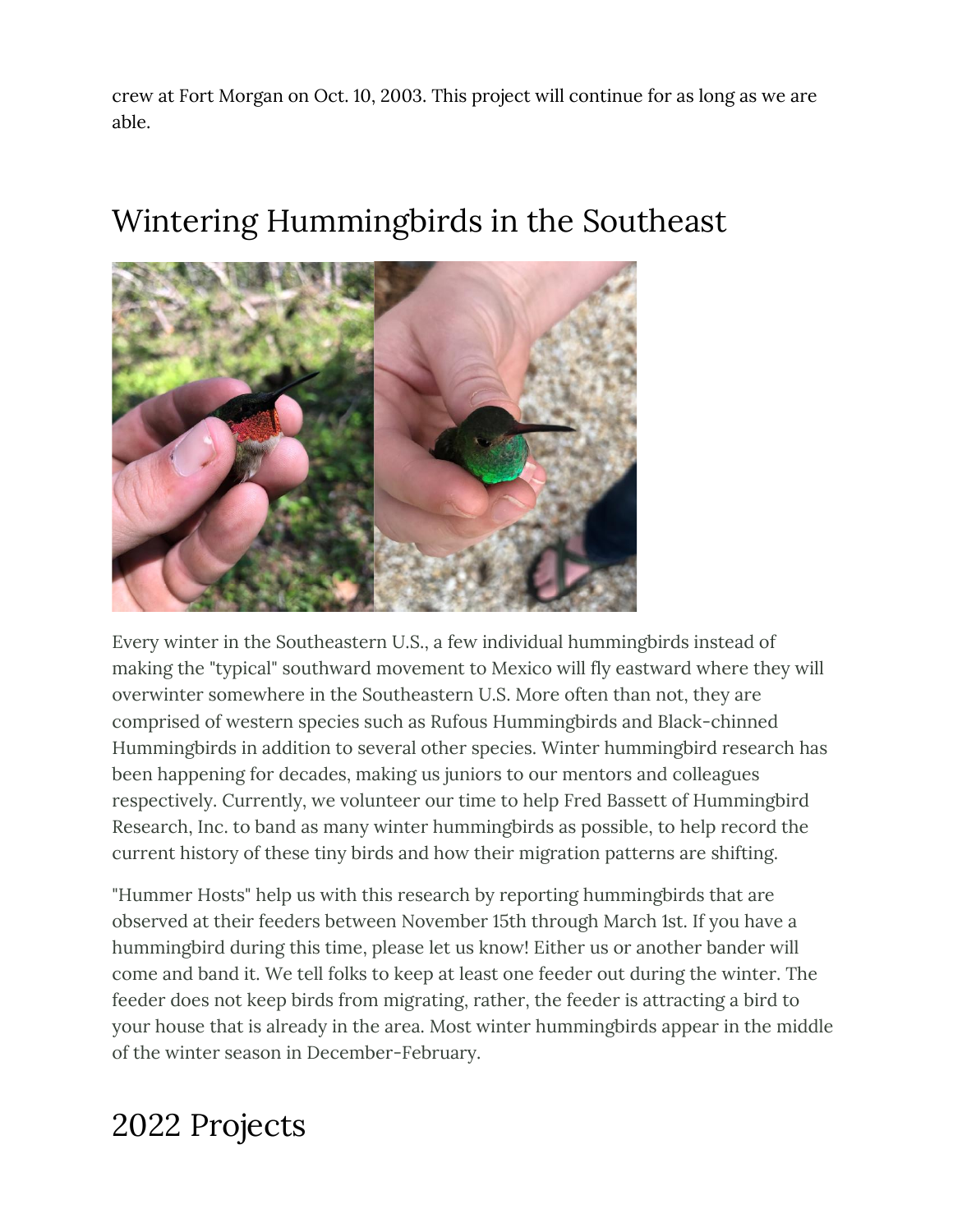crew at Fort Morgan on Oct. 10, 2003. This project will continue for as long as we are able.

## Wintering Hummingbirds in the Southeast

Every winter in the Southeastern U.S., a few individual hummingbirds instead of making the "typical" southward movement to Mexico will fly eastward where they will overwinter somewhere in the Southeastern U.S. More often than not, they are comprised of western species such as Rufous Hummingbirds and Black-chinned Hummingbirds in addition to several other species. Winter hummingbird research has been happening for decades, making us juniors to our mentors and colleagues respectively. Currently, we volunteer our time to help Fred Bassett of Hummingbird Research, Inc. to band as many winter hummingbirds as possible, to help record the current history of these tiny birds and how their migration patterns are shifting.

"Hummer Hosts" help us with this research by reporting hummingbirds that are observed at their feeders between November 15th through March 1st. If you have a hummingbird during this time, please let us know! Either us or another bander will come and band it. We tell folks to keep at least one feeder out during the winter. The feeder does not keep birds from migrating, rather, the feeder is attracting a bird to your house that is already in the area. Most winter hummingbirds appear in the middle of the winter season in December-February.

## 2022 Projects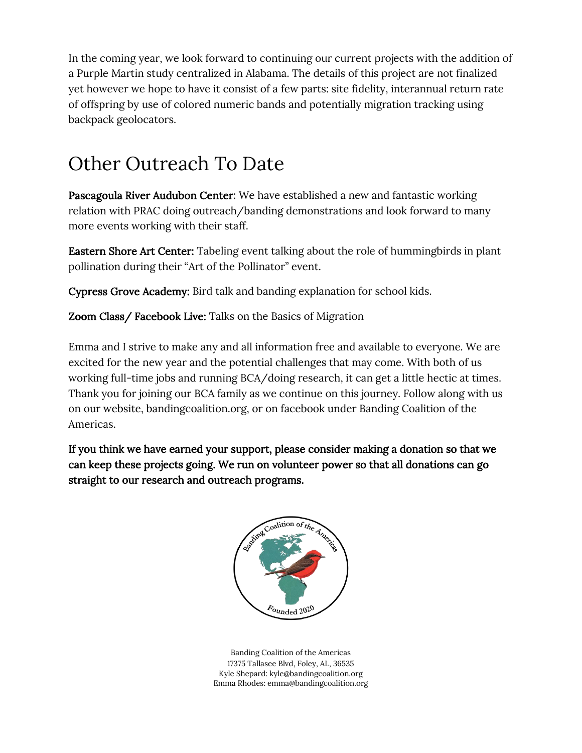In the coming year, we look forward to continuing our current projects with the addition of a Purple Martin study centralized in Alabama. The details of this project are not finalized yet however we hope to have it consist of a few parts: site fidelity, interannual return rate of offspring by use of colored numeric bands and potentially migration tracking using backpack geolocators.

# Other Outreach To Date

**Pascagoula River Audubon Center**: We have established a new and fantastic working relation with PRAC doing outreach/banding demonstrations and look forward to many more events working with their staff.

**Eastern Shore Art Center:** Tabeling event talking about the role of hummingbirds in plant pollination during their "Art of the Pollinator" event.

**Cypress Grove Academy:** Bird talk and banding explanation for school kids.

**Zoom Class/ Facebook Live:** Talks on the Basics of Migration

Emma and I strive to make any and all information free and available to everyone. We are excited for the new year and the potential challenges that may come. With both of us working full-time jobs and running BCA/doing research, it can get a little hectic at times. Thank you for joining our BCA family as we continue on this journey. Follow along with us on our website, bandingcoalition.org, or on facebook under Banding Coalition of the Americas.

**If you think we have earned your support, please consider making a donation so that we can keep these projects going. We run on volunteer power so that all donations can go straight to our research and outreach programs.**

Banding Coalition of the Americas
Founded 2020

Banding Coalition of the Americas
17375 Tallasee Blvd, Foley, AL, 36535
Kyle Shepard: kyle@bandingcoalition.org
Emma Rhodes: emma@bandingcoalition.org